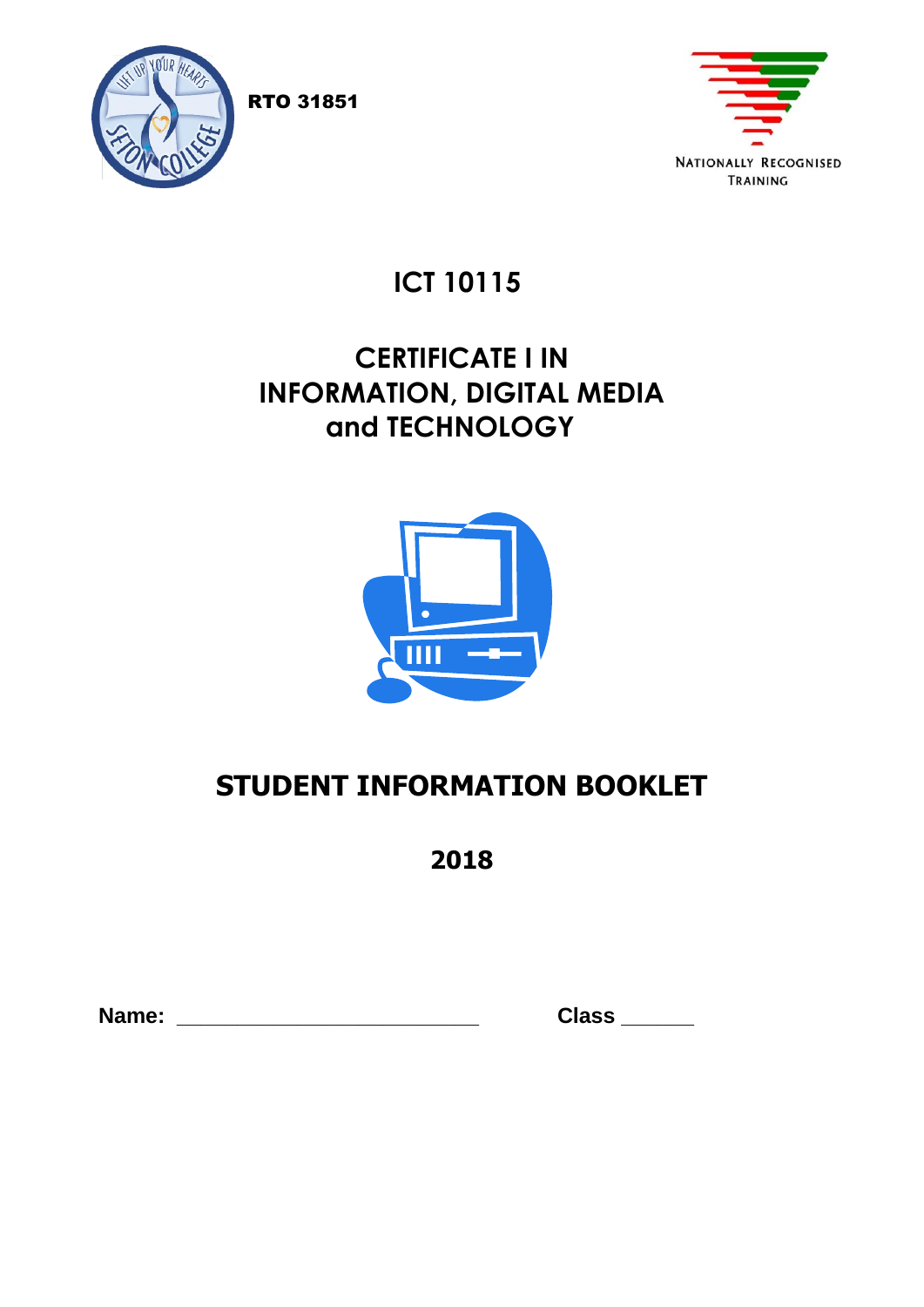RTO 31851

NATIONALLY RECOGNISED TRAINING

# ICT 10115

# CERTIFICATE I IN INFORMATION, DIGITAL MEDIA and TECHNOLOGY

# STUDENT INFORMATION BOOKLET

## 2018

**Name:** \_\_\_\_\_\_\_\_\_\_\_\_\_\_\_\_\_\_\_\_\_\_\_\_\_\_ **Class** \_\_\_\_\_\_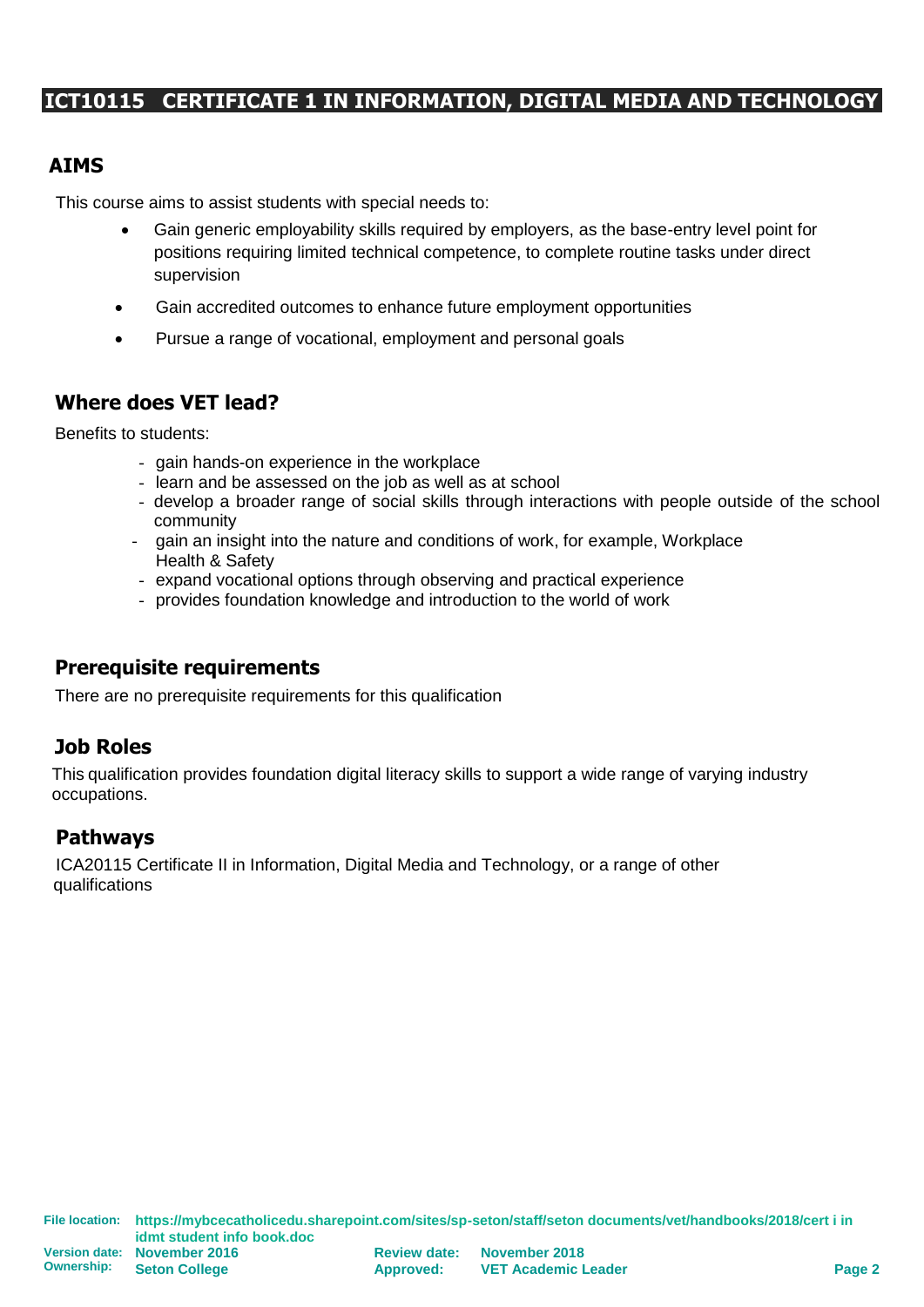# ICT10115 CERTIFICATE 1 IN INFORMATION, DIGITAL MEDIA AND TECHNOLOGY

## AIMS

This course aims to assist students with special needs to:

- Gain generic employability skills required by employers, as the base-entry level point for positions requiring limited technical competence, to complete routine tasks under direct supervision
- Gain accredited outcomes to enhance future employment opportunities
- Pursue a range of vocational, employment and personal goals

## Where does VET lead?

Benefits to students:

- gain hands-on experience in the workplace
- learn and be assessed on the job as well as at school
- develop a broader range of social skills through interactions with people outside of the school community
- gain an insight into the nature and conditions of work, for example, Workplace Health & Safety
- expand vocational options through observing and practical experience
- provides foundation knowledge and introduction to the world of work

## Prerequisite requirements

There are no prerequisite requirements for this qualification

## Job Roles

This qualification provides foundation digital literacy skills to support a wide range of varying industry occupations.

## Pathways

ICA20115 Certificate II in Information, Digital Media and Technology, or a range of other qualifications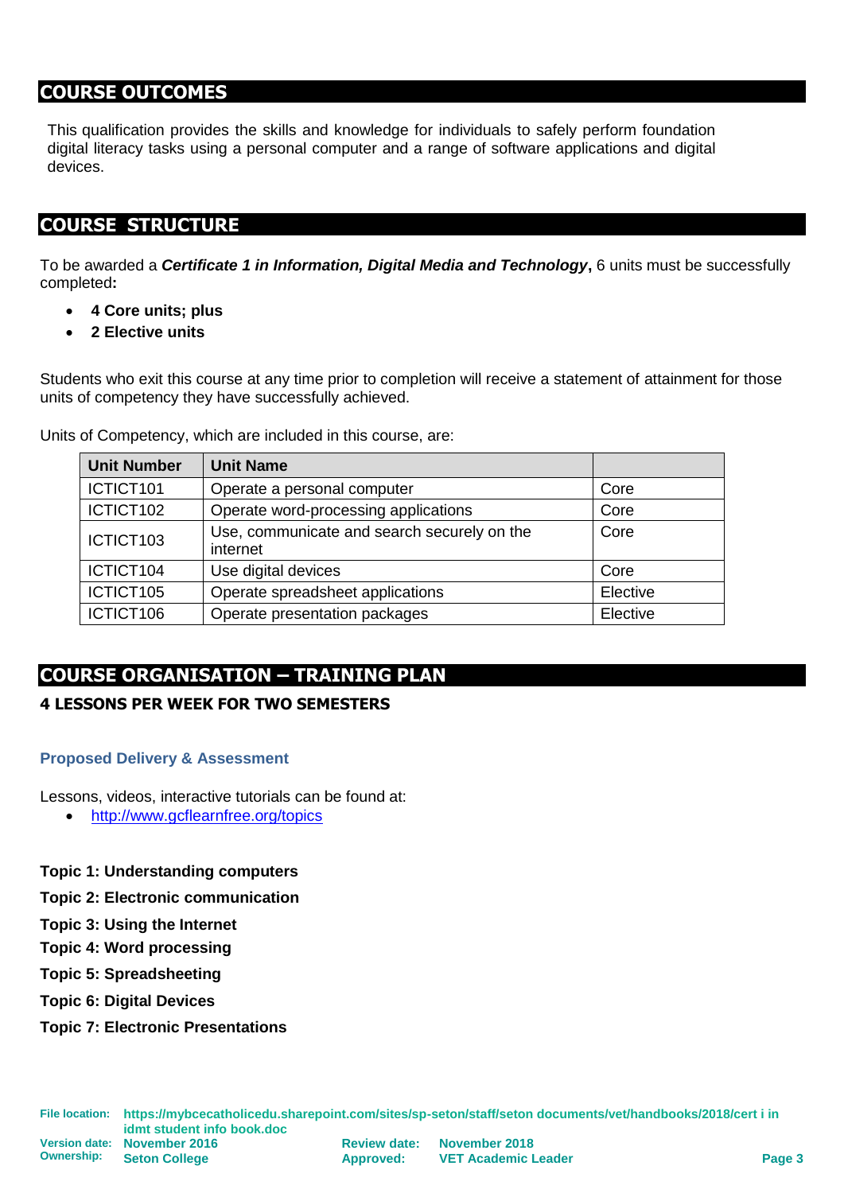## COURSE OUTCOMES

This qualification provides the skills and knowledge for individuals to safely perform foundation digital literacy tasks using a personal computer and a range of software applications and digital devices.

## COURSE STRUCTURE

To be awarded a ***Certificate 1 in Information, Digital Media and Technology***, 6 units must be successfully completed**:**

- **4 Core units; plus**
- **2 Elective units**

Students who exit this course at any time prior to completion will receive a statement of attainment for those units of competency they have successfully achieved.

Units of Competency, which are included in this course, are:

| Unit Number | Unit Name | |
|---|---|---|
| ICTICT101 | Operate a personal computer | Core |
| ICTICT102 | Operate word-processing applications | Core |
| ICTICT103 | Use, communicate and search securely on the internet | Core |
| ICTICT104 | Use digital devices | Core |
| ICTICT105 | Operate spreadsheet applications | Elective |
| ICTICT106 | Operate presentation packages | Elective |

## COURSE ORGANISATION – TRAINING PLAN

**4 LESSONS PER WEEK FOR TWO SEMESTERS**

### Proposed Delivery & Assessment

Lessons, videos, interactive tutorials can be found at:

- http://www.gcflearnfree.org/topics

**Topic 1: Understanding computers**

**Topic 2: Electronic communication**

**Topic 3: Using the Internet**

**Topic 4: Word processing**

**Topic 5: Spreadsheeting**

**Topic 6: Digital Devices**

**Topic 7: Electronic Presentations**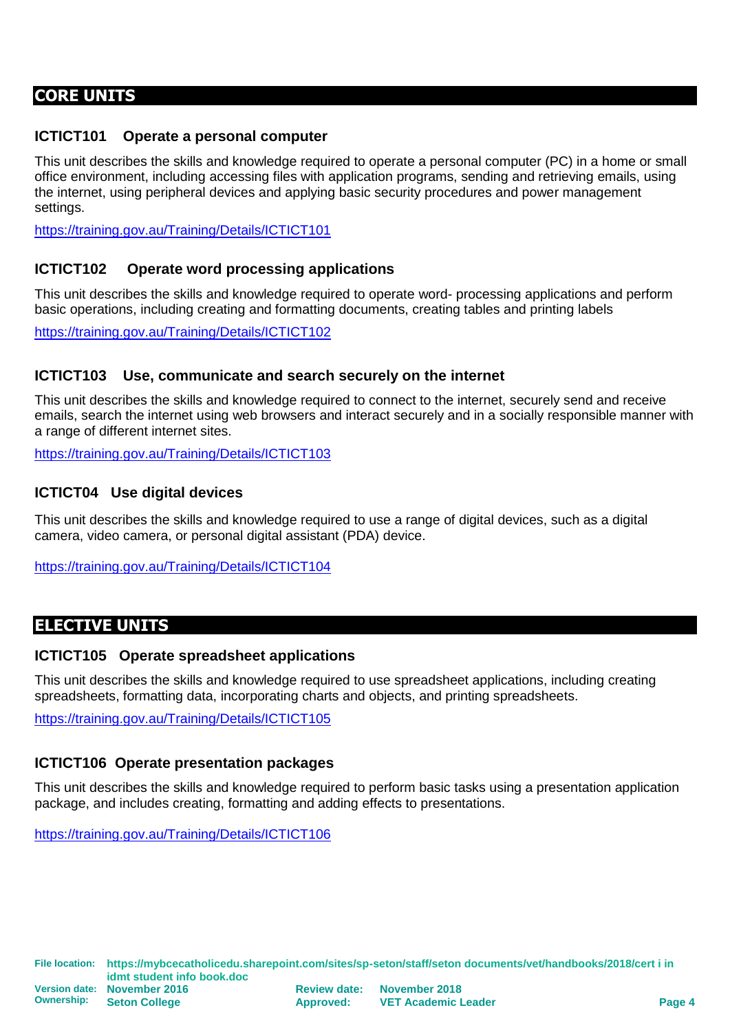## CORE UNITS

### ICTICT101 Operate a personal computer

This unit describes the skills and knowledge required to operate a personal computer (PC) in a home or small office environment, including accessing files with application programs, sending and retrieving emails, using the internet, using peripheral devices and applying basic security procedures and power management settings.

https://training.gov.au/Training/Details/ICTICT101

### ICTICT102 Operate word processing applications

This unit describes the skills and knowledge required to operate word- processing applications and perform basic operations, including creating and formatting documents, creating tables and printing labels

https://training.gov.au/Training/Details/ICTICT102

### ICTICT103 Use, communicate and search securely on the internet

This unit describes the skills and knowledge required to connect to the internet, securely send and receive emails, search the internet using web browsers and interact securely and in a socially responsible manner with a range of different internet sites.

https://training.gov.au/Training/Details/ICTICT103

### ICTICT04 Use digital devices

This unit describes the skills and knowledge required to use a range of digital devices, such as a digital camera, video camera, or personal digital assistant (PDA) device.

https://training.gov.au/Training/Details/ICTICT104

## ELECTIVE UNITS

### ICTICT105 Operate spreadsheet applications

This unit describes the skills and knowledge required to use spreadsheet applications, including creating spreadsheets, formatting data, incorporating charts and objects, and printing spreadsheets.

https://training.gov.au/Training/Details/ICTICT105

### ICTICT106 Operate presentation packages

This unit describes the skills and knowledge required to perform basic tasks using a presentation application package, and includes creating, formatting and adding effects to presentations.

https://training.gov.au/Training/Details/ICTICT106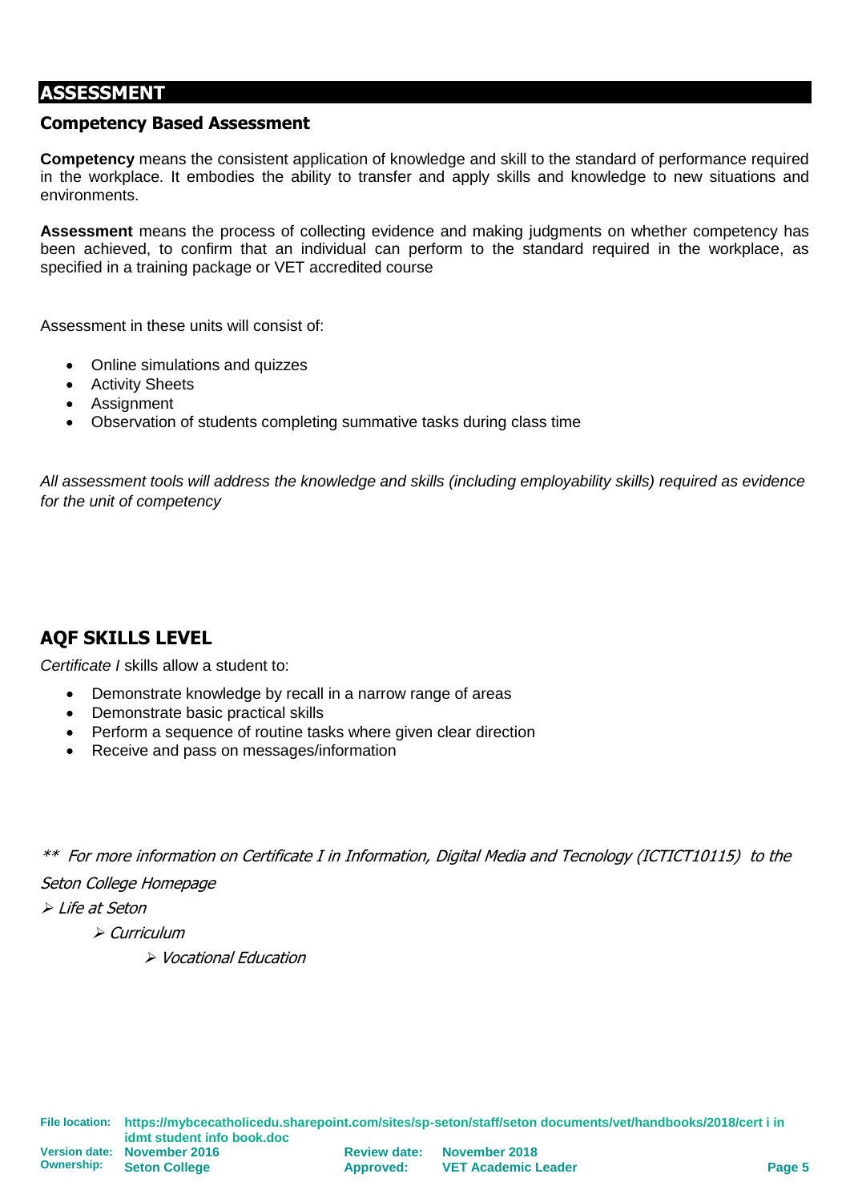## ASSESSMENT

### Competency Based Assessment

**Competency** means the consistent application of knowledge and skill to the standard of performance required in the workplace. It embodies the ability to transfer and apply skills and knowledge to new situations and environments.

**Assessment** means the process of collecting evidence and making judgments on whether competency has been achieved, to confirm that an individual can perform to the standard required in the workplace, as specified in a training package or VET accredited course

Assessment in these units will consist of:

- Online simulations and quizzes
- Activity Sheets
- Assignment
- Observation of students completing summative tasks during class time

*All assessment tools will address the knowledge and skills (including employability skills) required as evidence for the unit of competency*

## AQF SKILLS LEVEL

*Certificate I* skills allow a student to:

- Demonstrate knowledge by recall in a narrow range of areas
- Demonstrate basic practical skills
- Perform a sequence of routine tasks where given clear direction
- Receive and pass on messages/information

*\*\* For more information on Certificate I in Information, Digital Media and Tecnology (ICTICT10115) to the Seton College Homepage*

- *Life at Seton*
  - *Curriculum*
    - *Vocational Education*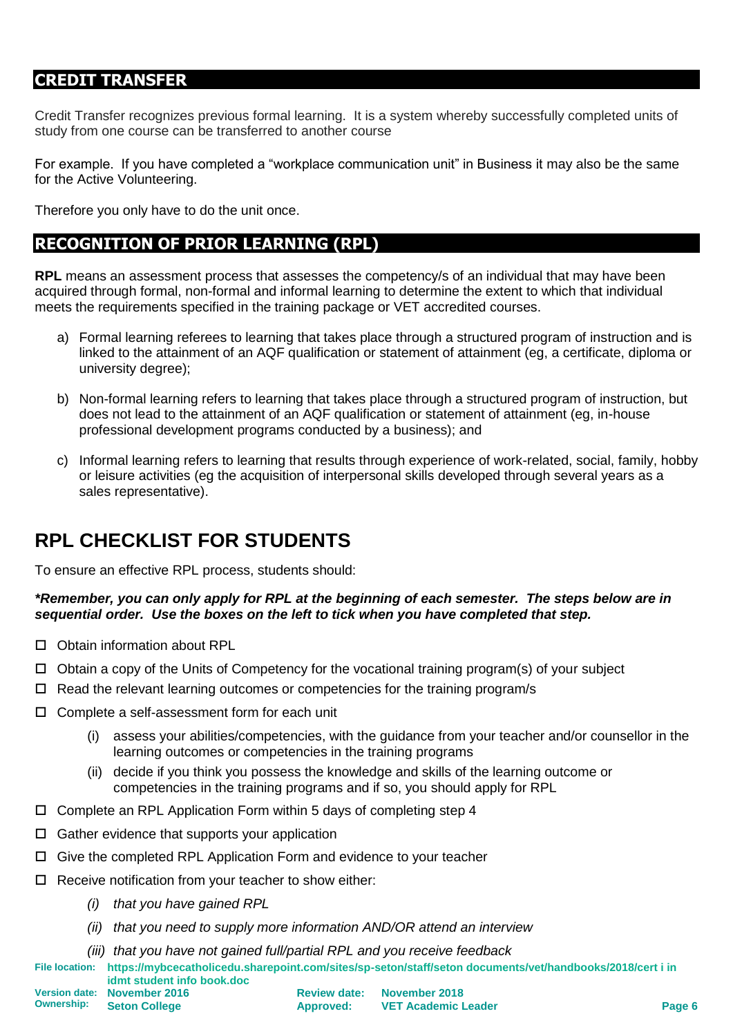## CREDIT TRANSFER

Credit Transfer recognizes previous formal learning. It is a system whereby successfully completed units of study from one course can be transferred to another course

For example. If you have completed a "workplace communication unit" in Business it may also be the same for the Active Volunteering.

Therefore you only have to do the unit once.

## RECOGNITION OF PRIOR LEARNING (RPL)

**RPL** means an assessment process that assesses the competency/s of an individual that may have been acquired through formal, non-formal and informal learning to determine the extent to which that individual meets the requirements specified in the training package or VET accredited courses.

a) Formal learning referees to learning that takes place through a structured program of instruction and is linked to the attainment of an AQF qualification or statement of attainment (eg, a certificate, diploma or university degree);

b) Non-formal learning refers to learning that takes place through a structured program of instruction, but does not lead to the attainment of an AQF qualification or statement of attainment (eg, in-house professional development programs conducted by a business); and

c) Informal learning refers to learning that results through experience of work-related, social, family, hobby or leisure activities (eg the acquisition of interpersonal skills developed through several years as a sales representative).

# RPL CHECKLIST FOR STUDENTS

To ensure an effective RPL process, students should:

***Remember, you can only apply for RPL at the beginning of each semester. The steps below are in sequential order. Use the boxes on the left to tick when you have completed that step.***

- ☐ Obtain information about RPL
- ☐ Obtain a copy of the Units of Competency for the vocational training program(s) of your subject
- ☐ Read the relevant learning outcomes or competencies for the training program/s
- ☐ Complete a self-assessment form for each unit
  - (i) assess your abilities/competencies, with the guidance from your teacher and/or counsellor in the learning outcomes or competencies in the training programs
  - (ii) decide if you think you possess the knowledge and skills of the learning outcome or competencies in the training programs and if so, you should apply for RPL
- ☐ Complete an RPL Application Form within 5 days of completing step 4
- ☐ Gather evidence that supports your application
- ☐ Give the completed RPL Application Form and evidence to your teacher
- ☐ Receive notification from your teacher to show either:
  - *(i) that you have gained RPL*
  - *(ii) that you need to supply more information AND/OR attend an interview*
  - *(iii) that you have not gained full/partial RPL and you receive feedback*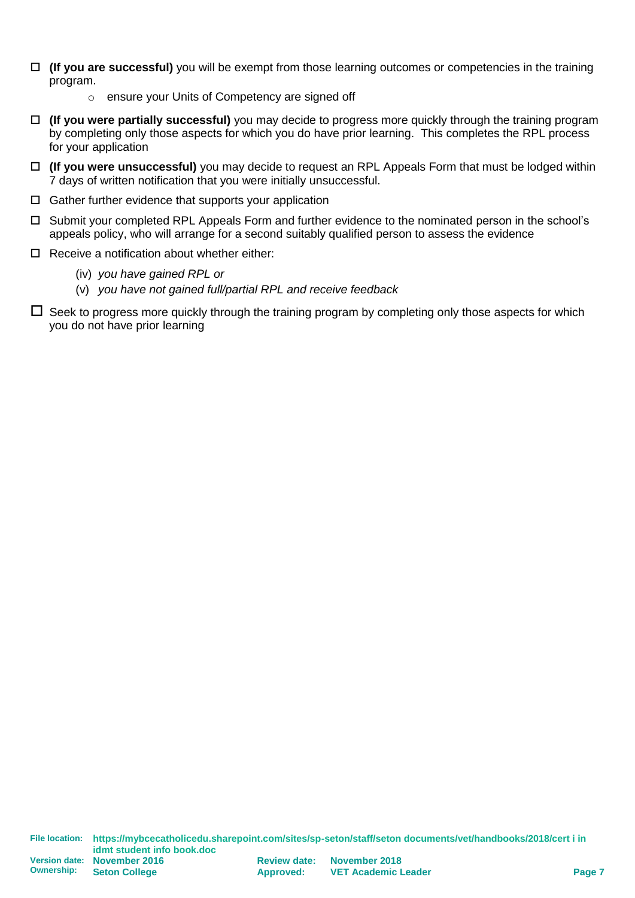- ☐ **(If you are successful)** you will be exempt from those learning outcomes or competencies in the training program.
  - ensure your Units of Competency are signed off
- ☐ **(If you were partially successful)** you may decide to progress more quickly through the training program by completing only those aspects for which you do have prior learning. This completes the RPL process for your application
- ☐ **(If you were unsuccessful)** you may decide to request an RPL Appeals Form that must be lodged within 7 days of written notification that you were initially unsuccessful.
- ☐ Gather further evidence that supports your application
- ☐ Submit your completed RPL Appeals Form and further evidence to the nominated person in the school's appeals policy, who will arrange for a second suitably qualified person to assess the evidence
- ☐ Receive a notification about whether either:
  - (iv) *you have gained RPL or*
  - (v) *you have not gained full/partial RPL and receive feedback*
- ☐ Seek to progress more quickly through the training program by completing only those aspects for which you do not have prior learning